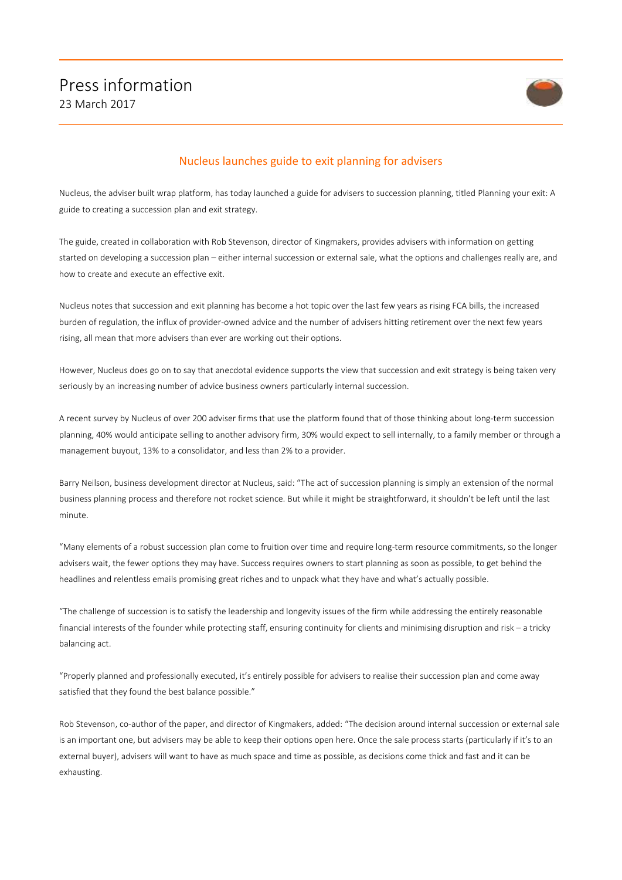# Press information

23 March 2017

## Nucleus launches guide to exit planning for advisers

Nucleus, the adviser built wrap platform, has today launched a guide for advisers to succession planning, titled Planning your exit: A guide to creating a succession plan and exit strategy.

The guide, created in collaboration with Rob Stevenson, director of Kingmakers, provides advisers with information on getting started on developing a succession plan – either internal succession or external sale, what the options and challenges really are, and how to create and execute an effective exit.

Nucleus notes that succession and exit planning has become a hot topic over the last few years as rising FCA bills, the increased burden of regulation, the influx of provider-owned advice and the number of advisers hitting retirement over the next few years rising, all mean that more advisers than ever are working out their options.

However, Nucleus does go on to say that anecdotal evidence supports the view that succession and exit strategy is being taken very seriously by an increasing number of advice business owners particularly internal succession.

A recent survey by Nucleus of over 200 adviser firms that use the platform found that of those thinking about long-term succession planning, 40% would anticipate selling to another advisory firm, 30% would expect to sell internally, to a family member or through a management buyout, 13% to a consolidator, and less than 2% to a provider.

Barry Neilson, business development director at Nucleus, said: "The act of succession planning is simply an extension of the normal business planning process and therefore not rocket science. But while it might be straightforward, it shouldn't be left until the last minute.

"Many elements of a robust succession plan come to fruition over time and require long-term resource commitments, so the longer advisers wait, the fewer options they may have. Success requires owners to start planning as soon as possible, to get behind the headlines and relentless emails promising great riches and to unpack what they have and what's actually possible.

"The challenge of succession is to satisfy the leadership and longevity issues of the firm while addressing the entirely reasonable financial interests of the founder while protecting staff, ensuring continuity for clients and minimising disruption and risk – a tricky balancing act.

"Properly planned and professionally executed, it's entirely possible for advisers to realise their succession plan and come away satisfied that they found the best balance possible."

Rob Stevenson, co-author of the paper, and director of Kingmakers, added: "The decision around internal succession or external sale is an important one, but advisers may be able to keep their options open here. Once the sale process starts (particularly if it's to an external buyer), advisers will want to have as much space and time as possible, as decisions come thick and fast and it can be exhausting.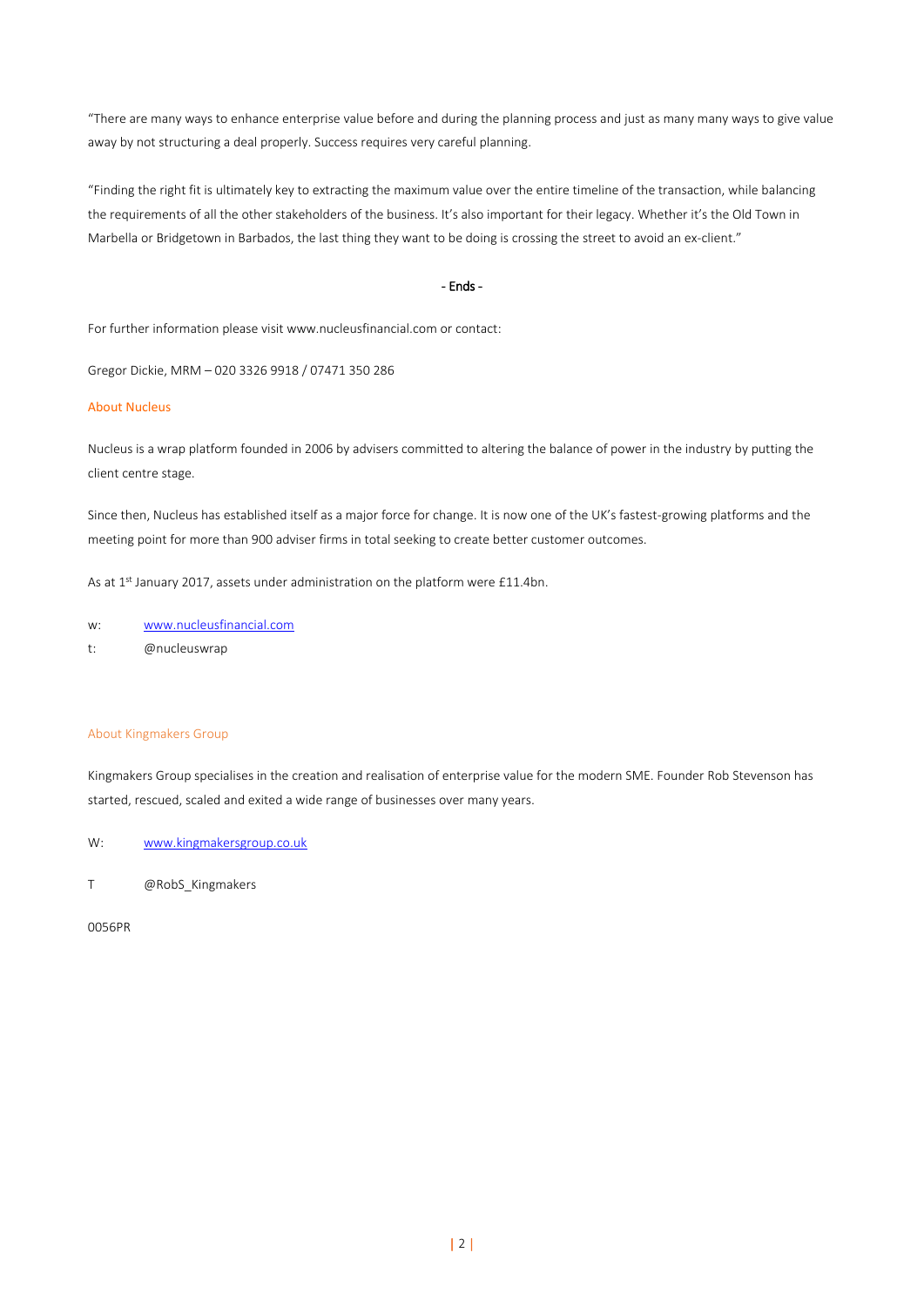"There are many ways to enhance enterprise value before and during the planning process and just as many many ways to give value away by not structuring a deal properly. Success requires very careful planning.

"Finding the right fit is ultimately key to extracting the maximum value over the entire timeline of the transaction, while balancing the requirements of all the other stakeholders of the business. It's also important for their legacy. Whether it's the Old Town in Marbella or Bridgetown in Barbados, the last thing they want to be doing is crossing the street to avoid an ex-client."

- Ends -

For further information please visit www.nucleusfinancial.com or contact:

Gregor Dickie, MRM – 020 3326 9918 / 07471 350 286

## About Nucleus

Nucleus is a wrap platform founded in 2006 by advisers committed to altering the balance of power in the industry by putting the client centre stage.

Since then, Nucleus has established itself as a major force for change. It is now one of the UK's fastest-growing platforms and the meeting point for more than 900 adviser firms in total seeking to create better customer outcomes.

As at 1st January 2017, assets under administration on the platform were £11.4bn.

w: [www.nucleusfinancial.com](http://www.nucleusfinancial.com)

t: @nucleuswrap

## About Kingmakers Group

Kingmakers Group specialises in the creation and realisation of enterprise value for the modern SME. Founder Rob Stevenson has started, rescued, scaled and exited a wide range of businesses over many years.

W: [www.kingmakersgroup.co.uk](http://www.kingmakersgroup.co.uk)

T @RobS_Kingmakers

0056PR